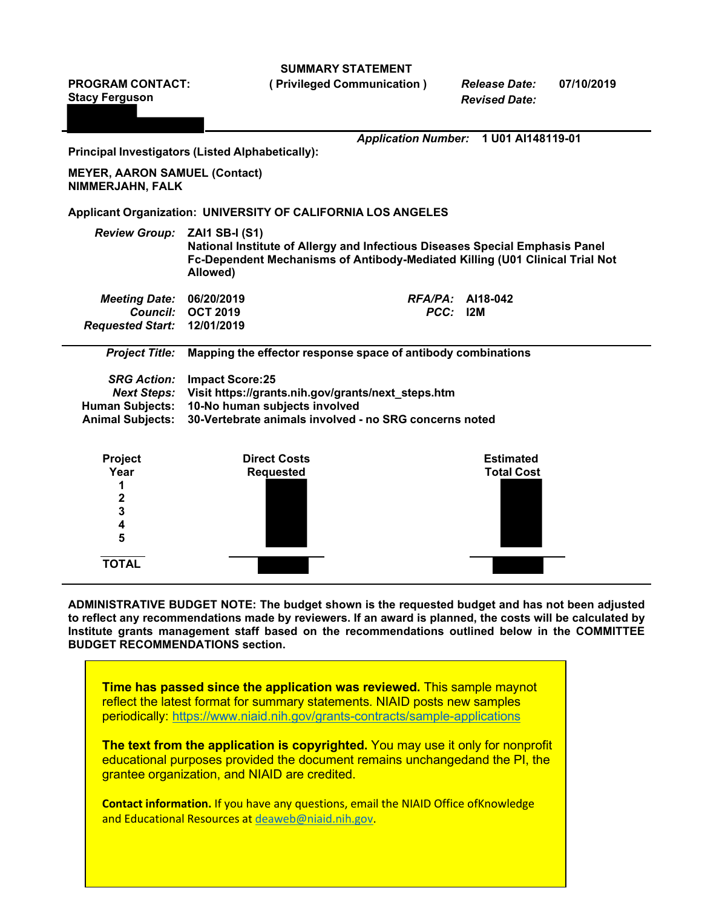**SUMMARY STATEMENT**
**( Privileged Communication )**

**PROGRAM CONTACT:**
**Stacy Ferguson**

*Release Date:* **07/10/2019**
*Revised Date:*

*Application Number:* **1 U01 AI148119-01**

**Principal Investigators (Listed Alphabetically):**

**MEYER, AARON SAMUEL (Contact)**
**NIMMERJAHN, FALK**

**Applicant Organization: UNIVERSITY OF CALIFORNIA LOS ANGELES**

*Review Group:* **ZAI1 SB-I (S1)**
**National Institute of Allergy and Infectious Diseases Special Emphasis Panel Fc-Dependent Mechanisms of Antibody-Mediated Killing (U01 Clinical Trial Not Allowed)**

*Meeting Date:* **06/20/2019**
*Council:* **OCT 2019**
*Requested Start:* **12/01/2019**
*RFA/PA:* **AI18-042**
*PCC:* **I2M**

*Project Title:* **Mapping the effector response space of antibody combinations**

*SRG Action:* **Impact Score:25**
*Next Steps:* **Visit https://grants.nih.gov/grants/next_steps.htm**
*Human Subjects:* **10-No human subjects involved**
*Animal Subjects:* **30-Vertebrate animals involved - no SRG concerns noted**

| Project Year | Direct Costs Requested | Estimated Total Cost |
|---|---|---|
| 1 | | |
| 2 | | |
| 3 | | |
| 4 | | |
| 5 | | |
| **TOTAL** | | |

**ADMINISTRATIVE BUDGET NOTE: The budget shown is the requested budget and has not been adjusted to reflect any recommendations made by reviewers. If an award is planned, the costs will be calculated by Institute grants management staff based on the recommendations outlined below in the COMMITTEE BUDGET RECOMMENDATIONS section.**

**Time has passed since the application was reviewed.** This sample maynot reflect the latest format for summary statements. NIAID posts new samples periodically: https://www.niaid.nih.gov/grants-contracts/sample-applications

**The text from the application is copyrighted.** You may use it only for nonprofit educational purposes provided the document remains unchangedand the PI, the grantee organization, and NIAID are credited.

**Contact information.** If you have any questions, email the NIAID Office ofKnowledge and Educational Resources at deaweb@niaid.nih.gov.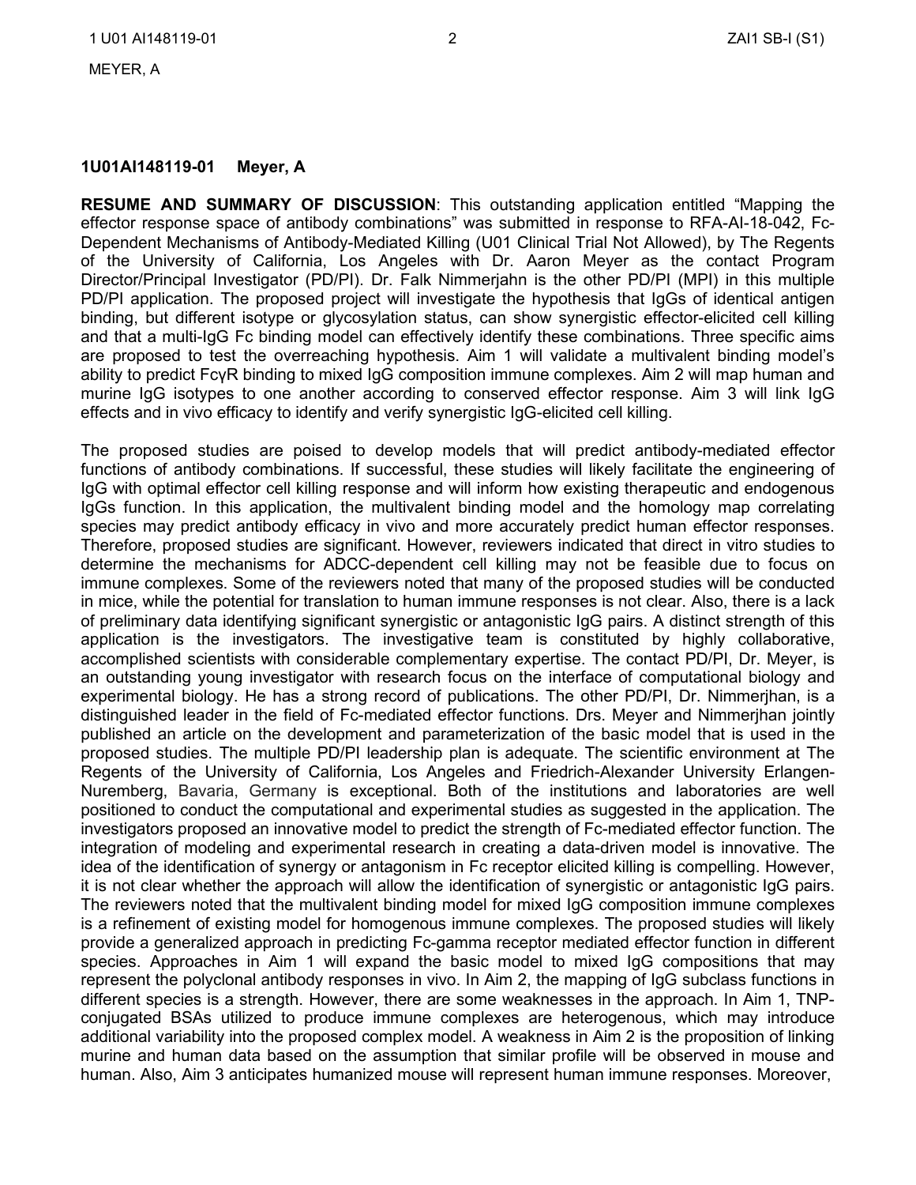**1U01AI148119-01 Meyer, A**

**RESUME AND SUMMARY OF DISCUSSION**: This outstanding application entitled "Mapping the effector response space of antibody combinations" was submitted in response to RFA-AI-18-042, Fc-Dependent Mechanisms of Antibody-Mediated Killing (U01 Clinical Trial Not Allowed), by The Regents of the University of California, Los Angeles with Dr. Aaron Meyer as the contact Program Director/Principal Investigator (PD/PI). Dr. Falk Nimmerjahn is the other PD/PI (MPI) in this multiple PD/PI application. The proposed project will investigate the hypothesis that IgGs of identical antigen binding, but different isotype or glycosylation status, can show synergistic effector-elicited cell killing and that a multi-IgG Fc binding model can effectively identify these combinations. Three specific aims are proposed to test the overreaching hypothesis. Aim 1 will validate a multivalent binding model's ability to predict FcγR binding to mixed IgG composition immune complexes. Aim 2 will map human and murine IgG isotypes to one another according to conserved effector response. Aim 3 will link IgG effects and in vivo efficacy to identify and verify synergistic IgG-elicited cell killing.

The proposed studies are poised to develop models that will predict antibody-mediated effector functions of antibody combinations. If successful, these studies will likely facilitate the engineering of IgG with optimal effector cell killing response and will inform how existing therapeutic and endogenous IgGs function. In this application, the multivalent binding model and the homology map correlating species may predict antibody efficacy in vivo and more accurately predict human effector responses. Therefore, proposed studies are significant. However, reviewers indicated that direct in vitro studies to determine the mechanisms for ADCC-dependent cell killing may not be feasible due to focus on immune complexes. Some of the reviewers noted that many of the proposed studies will be conducted in mice, while the potential for translation to human immune responses is not clear. Also, there is a lack of preliminary data identifying significant synergistic or antagonistic IgG pairs. A distinct strength of this application is the investigators. The investigative team is constituted by highly collaborative, accomplished scientists with considerable complementary expertise. The contact PD/PI, Dr. Meyer, is an outstanding young investigator with research focus on the interface of computational biology and experimental biology. He has a strong record of publications. The other PD/PI, Dr. Nimmerjhan, is a distinguished leader in the field of Fc-mediated effector functions. Drs. Meyer and Nimmerjhan jointly published an article on the development and parameterization of the basic model that is used in the proposed studies. The multiple PD/PI leadership plan is adequate. The scientific environment at The Regents of the University of California, Los Angeles and Friedrich-Alexander University Erlangen-Nuremberg, Bavaria, Germany is exceptional. Both of the institutions and laboratories are well positioned to conduct the computational and experimental studies as suggested in the application. The investigators proposed an innovative model to predict the strength of Fc-mediated effector function. The integration of modeling and experimental research in creating a data-driven model is innovative. The idea of the identification of synergy or antagonism in Fc receptor elicited killing is compelling. However, it is not clear whether the approach will allow the identification of synergistic or antagonistic IgG pairs. The reviewers noted that the multivalent binding model for mixed IgG composition immune complexes is a refinement of existing model for homogenous immune complexes. The proposed studies will likely provide a generalized approach in predicting Fc-gamma receptor mediated effector function in different species. Approaches in Aim 1 will expand the basic model to mixed IgG compositions that may represent the polyclonal antibody responses in vivo. In Aim 2, the mapping of IgG subclass functions in different species is a strength. However, there are some weaknesses in the approach. In Aim 1, TNP-conjugated BSAs utilized to produce immune complexes are heterogenous, which may introduce additional variability into the proposed complex model. A weakness in Aim 2 is the proposition of linking murine and human data based on the assumption that similar profile will be observed in mouse and human. Also, Aim 3 anticipates humanized mouse will represent human immune responses. Moreover,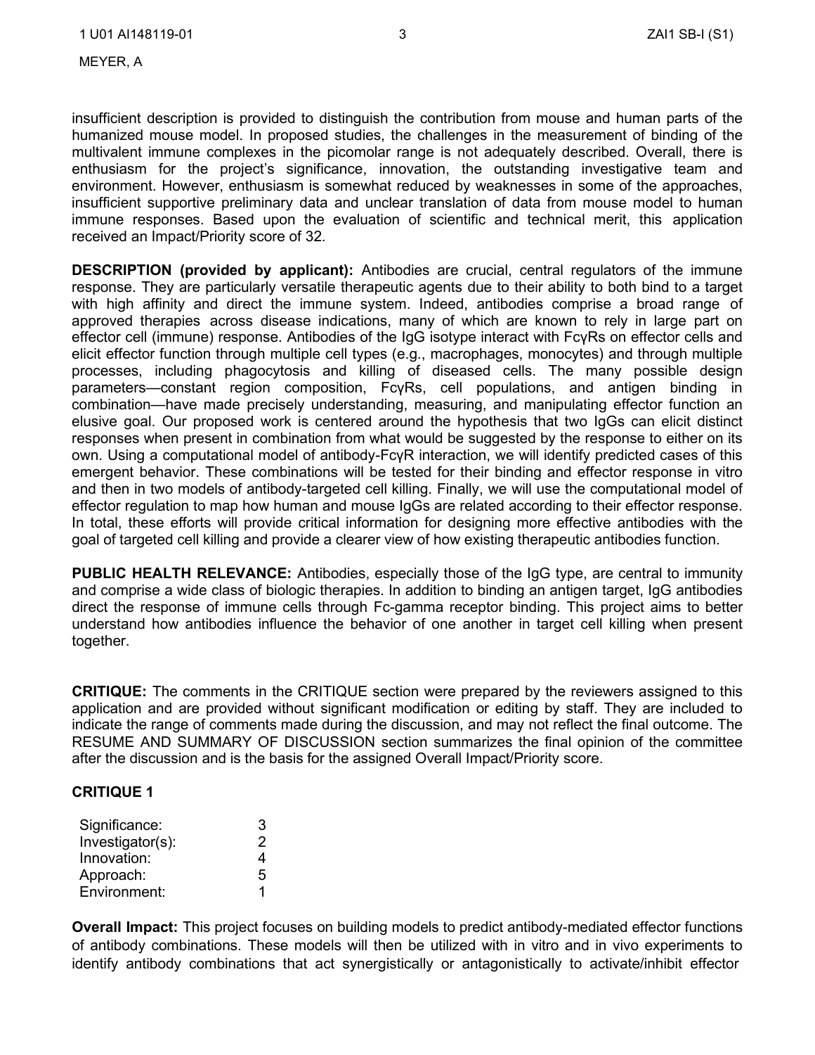insufficient description is provided to distinguish the contribution from mouse and human parts of the humanized mouse model. In proposed studies, the challenges in the measurement of binding of the multivalent immune complexes in the picomolar range is not adequately described. Overall, there is enthusiasm for the project's significance, innovation, the outstanding investigative team and environment. However, enthusiasm is somewhat reduced by weaknesses in some of the approaches, insufficient supportive preliminary data and unclear translation of data from mouse model to human immune responses. Based upon the evaluation of scientific and technical merit, this application received an Impact/Priority score of 32.

**DESCRIPTION (provided by applicant):** Antibodies are crucial, central regulators of the immune response. They are particularly versatile therapeutic agents due to their ability to both bind to a target with high affinity and direct the immune system. Indeed, antibodies comprise a broad range of approved therapies across disease indications, many of which are known to rely in large part on effector cell (immune) response. Antibodies of the IgG isotype interact with FcγRs on effector cells and elicit effector function through multiple cell types (e.g., macrophages, monocytes) and through multiple processes, including phagocytosis and killing of diseased cells. The many possible design parameters—constant region composition, FcγRs, cell populations, and antigen binding in combination—have made precisely understanding, measuring, and manipulating effector function an elusive goal. Our proposed work is centered around the hypothesis that two IgGs can elicit distinct responses when present in combination from what would be suggested by the response to either on its own. Using a computational model of antibody-FcγR interaction, we will identify predicted cases of this emergent behavior. These combinations will be tested for their binding and effector response in vitro and then in two models of antibody-targeted cell killing. Finally, we will use the computational model of effector regulation to map how human and mouse IgGs are related according to their effector response. In total, these efforts will provide critical information for designing more effective antibodies with the goal of targeted cell killing and provide a clearer view of how existing therapeutic antibodies function.

**PUBLIC HEALTH RELEVANCE:** Antibodies, especially those of the IgG type, are central to immunity and comprise a wide class of biologic therapies. In addition to binding an antigen target, IgG antibodies direct the response of immune cells through Fc-gamma receptor binding. This project aims to better understand how antibodies influence the behavior of one another in target cell killing when present together.

**CRITIQUE:** The comments in the CRITIQUE section were prepared by the reviewers assigned to this application and are provided without significant modification or editing by staff. They are included to indicate the range of comments made during the discussion, and may not reflect the final outcome. The RESUME AND SUMMARY OF DISCUSSION section summarizes the final opinion of the committee after the discussion and is the basis for the assigned Overall Impact/Priority score.

**CRITIQUE 1**

| | |
|---|---|
| Significance: | 3 |
| Investigator(s): | 2 |
| Innovation: | 4 |
| Approach: | 5 |
| Environment: | 1 |

**Overall Impact:** This project focuses on building models to predict antibody-mediated effector functions of antibody combinations. These models will then be utilized with in vitro and in vivo experiments to identify antibody combinations that act synergistically or antagonistically to activate/inhibit effector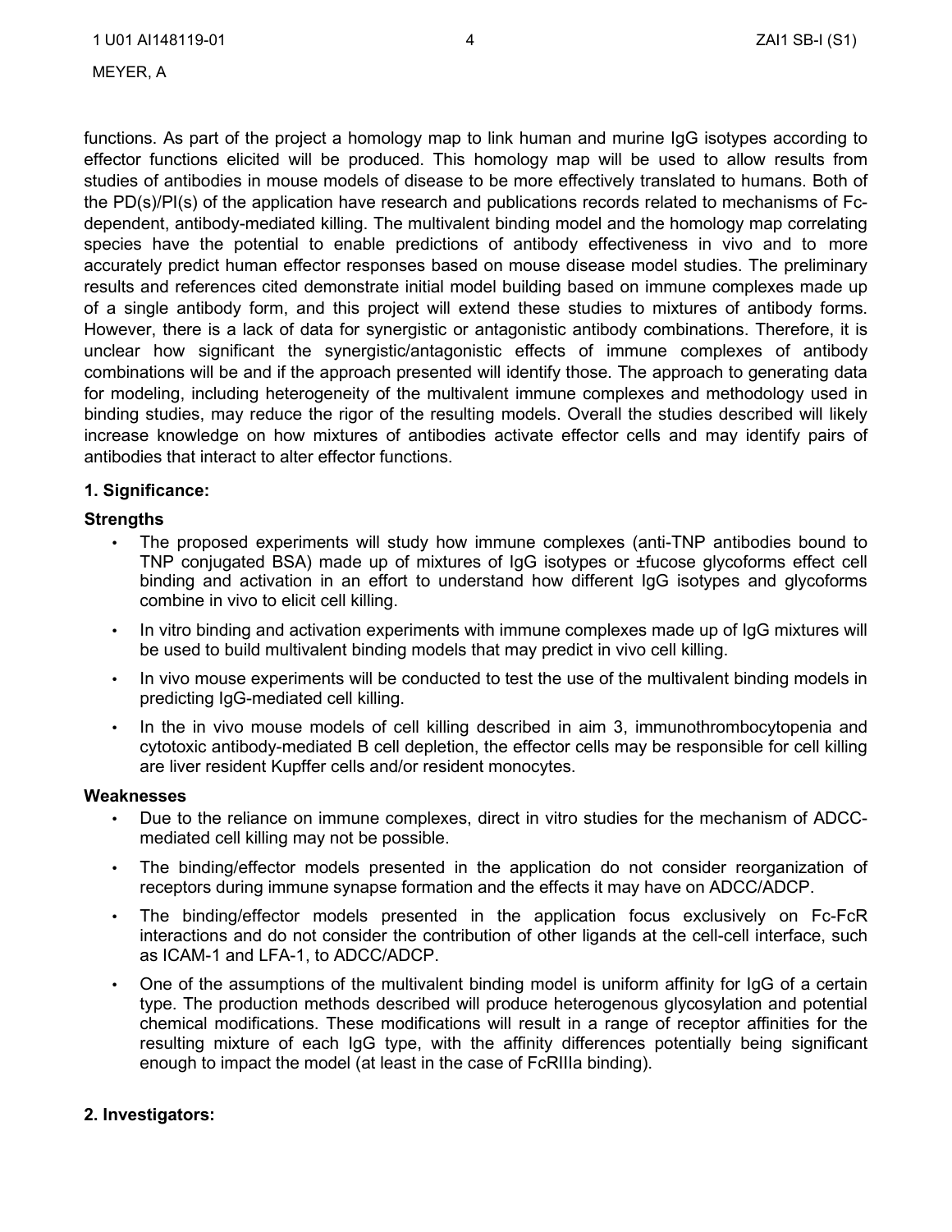functions. As part of the project a homology map to link human and murine IgG isotypes according to effector functions elicited will be produced. This homology map will be used to allow results from studies of antibodies in mouse models of disease to be more effectively translated to humans. Both of the PD(s)/PI(s) of the application have research and publications records related to mechanisms of Fc-dependent, antibody-mediated killing. The multivalent binding model and the homology map correlating species have the potential to enable predictions of antibody effectiveness in vivo and to more accurately predict human effector responses based on mouse disease model studies. The preliminary results and references cited demonstrate initial model building based on immune complexes made up of a single antibody form, and this project will extend these studies to mixtures of antibody forms. However, there is a lack of data for synergistic or antagonistic antibody combinations. Therefore, it is unclear how significant the synergistic/antagonistic effects of immune complexes of antibody combinations will be and if the approach presented will identify those. The approach to generating data for modeling, including heterogeneity of the multivalent immune complexes and methodology used in binding studies, may reduce the rigor of the resulting models. Overall the studies described will likely increase knowledge on how mixtures of antibodies activate effector cells and may identify pairs of antibodies that interact to alter effector functions.

## 1. Significance:

### Strengths

- The proposed experiments will study how immune complexes (anti-TNP antibodies bound to TNP conjugated BSA) made up of mixtures of IgG isotypes or ±fucose glycoforms effect cell binding and activation in an effort to understand how different IgG isotypes and glycoforms combine in vivo to elicit cell killing.
- In vitro binding and activation experiments with immune complexes made up of IgG mixtures will be used to build multivalent binding models that may predict in vivo cell killing.
- In vivo mouse experiments will be conducted to test the use of the multivalent binding models in predicting IgG-mediated cell killing.
- In the in vivo mouse models of cell killing described in aim 3, immunothrombocytopenia and cytotoxic antibody-mediated B cell depletion, the effector cells may be responsible for cell killing are liver resident Kupffer cells and/or resident monocytes.

### Weaknesses

- Due to the reliance on immune complexes, direct in vitro studies for the mechanism of ADCC-mediated cell killing may not be possible.
- The binding/effector models presented in the application do not consider reorganization of receptors during immune synapse formation and the effects it may have on ADCC/ADCP.
- The binding/effector models presented in the application focus exclusively on Fc-FcR interactions and do not consider the contribution of other ligands at the cell-cell interface, such as ICAM-1 and LFA-1, to ADCC/ADCP.
- One of the assumptions of the multivalent binding model is uniform affinity for IgG of a certain type. The production methods described will produce heterogenous glycosylation and potential chemical modifications. These modifications will result in a range of receptor affinities for the resulting mixture of each IgG type, with the affinity differences potentially being significant enough to impact the model (at least in the case of FcRIIIa binding).

## 2. Investigators: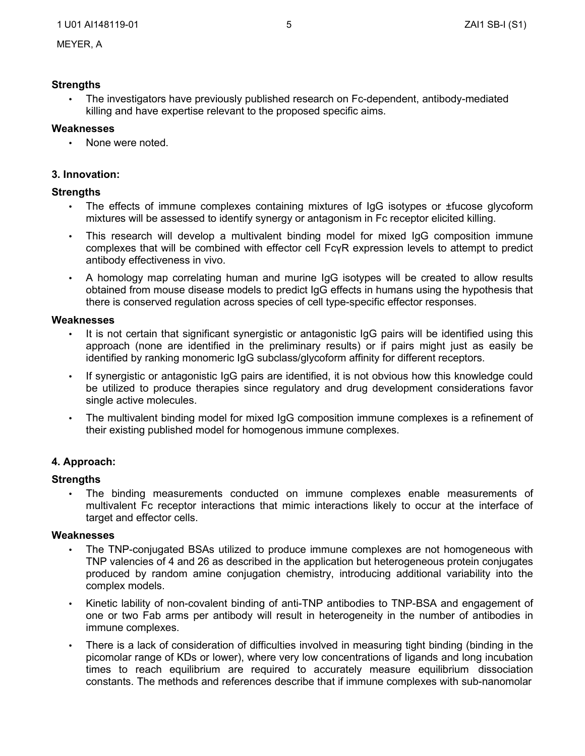**Strengths**

- The investigators have previously published research on Fc-dependent, antibody-mediated killing and have expertise relevant to the proposed specific aims.

**Weaknesses**

- None were noted.

### 3. Innovation:

**Strengths**

- The effects of immune complexes containing mixtures of IgG isotypes or ±fucose glycoform mixtures will be assessed to identify synergy or antagonism in Fc receptor elicited killing.
- This research will develop a multivalent binding model for mixed IgG composition immune complexes that will be combined with effector cell FcγR expression levels to attempt to predict antibody effectiveness in vivo.
- A homology map correlating human and murine IgG isotypes will be created to allow results obtained from mouse disease models to predict IgG effects in humans using the hypothesis that there is conserved regulation across species of cell type-specific effector responses.

**Weaknesses**

- It is not certain that significant synergistic or antagonistic IgG pairs will be identified using this approach (none are identified in the preliminary results) or if pairs might just as easily be identified by ranking monomeric IgG subclass/glycoform affinity for different receptors.
- If synergistic or antagonistic IgG pairs are identified, it is not obvious how this knowledge could be utilized to produce therapies since regulatory and drug development considerations favor single active molecules.
- The multivalent binding model for mixed IgG composition immune complexes is a refinement of their existing published model for homogenous immune complexes.

### 4. Approach:

**Strengths**

- The binding measurements conducted on immune complexes enable measurements of multivalent Fc receptor interactions that mimic interactions likely to occur at the interface of target and effector cells.

**Weaknesses**

- The TNP-conjugated BSAs utilized to produce immune complexes are not homogeneous with TNP valencies of 4 and 26 as described in the application but heterogeneous protein conjugates produced by random amine conjugation chemistry, introducing additional variability into the complex models.
- Kinetic lability of non-covalent binding of anti-TNP antibodies to TNP-BSA and engagement of one or two Fab arms per antibody will result in heterogeneity in the number of antibodies in immune complexes.
- There is a lack of consideration of difficulties involved in measuring tight binding (binding in the picomolar range of KDs or lower), where very low concentrations of ligands and long incubation times to reach equilibrium are required to accurately measure equilibrium dissociation constants. The methods and references describe that if immune complexes with sub-nanomolar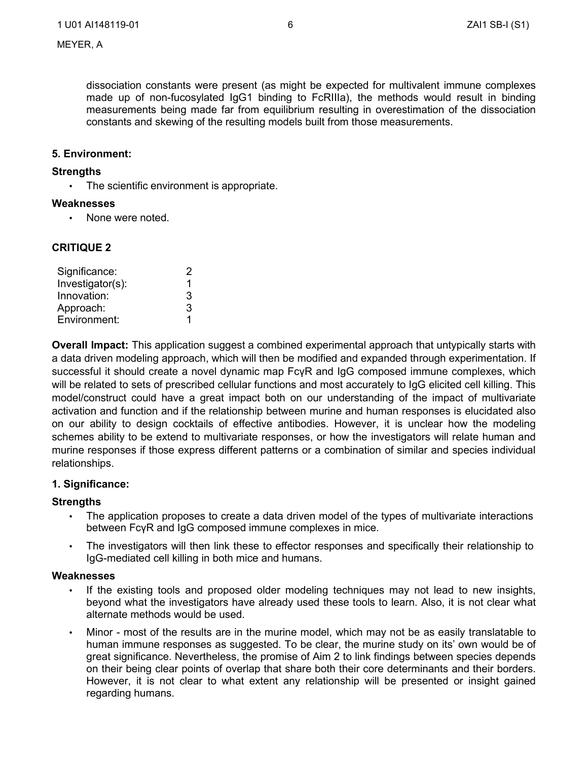dissociation constants were present (as might be expected for multivalent immune complexes made up of non-fucosylated IgG1 binding to FcRIIIa), the methods would result in binding measurements being made far from equilibrium resulting in overestimation of the dissociation constants and skewing of the resulting models built from those measurements.

**5. Environment:**

**Strengths**

- The scientific environment is appropriate.

**Weaknesses**

- None were noted.

**CRITIQUE 2**

| Significance: | 2 |
|---|---|
| Investigator(s): | 1 |
| Innovation: | 3 |
| Approach: | 3 |
| Environment: | 1 |

**Overall Impact:** This application suggest a combined experimental approach that untypically starts with a data driven modeling approach, which will then be modified and expanded through experimentation. If successful it should create a novel dynamic map FcγR and IgG composed immune complexes, which will be related to sets of prescribed cellular functions and most accurately to IgG elicited cell killing. This model/construct could have a great impact both on our understanding of the impact of multivariate activation and function and if the relationship between murine and human responses is elucidated also on our ability to design cocktails of effective antibodies. However, it is unclear how the modeling schemes ability to be extend to multivariate responses, or how the investigators will relate human and murine responses if those express different patterns or a combination of similar and species individual relationships.

**1. Significance:**

**Strengths**

- The application proposes to create a data driven model of the types of multivariate interactions between FcγR and IgG composed immune complexes in mice.
- The investigators will then link these to effector responses and specifically their relationship to IgG-mediated cell killing in both mice and humans.

**Weaknesses**

- If the existing tools and proposed older modeling techniques may not lead to new insights, beyond what the investigators have already used these tools to learn. Also, it is not clear what alternate methods would be used.
- Minor - most of the results are in the murine model, which may not be as easily translatable to human immune responses as suggested. To be clear, the murine study on its' own would be of great significance. Nevertheless, the promise of Aim 2 to link findings between species depends on their being clear points of overlap that share both their core determinants and their borders. However, it is not clear to what extent any relationship will be presented or insight gained regarding humans.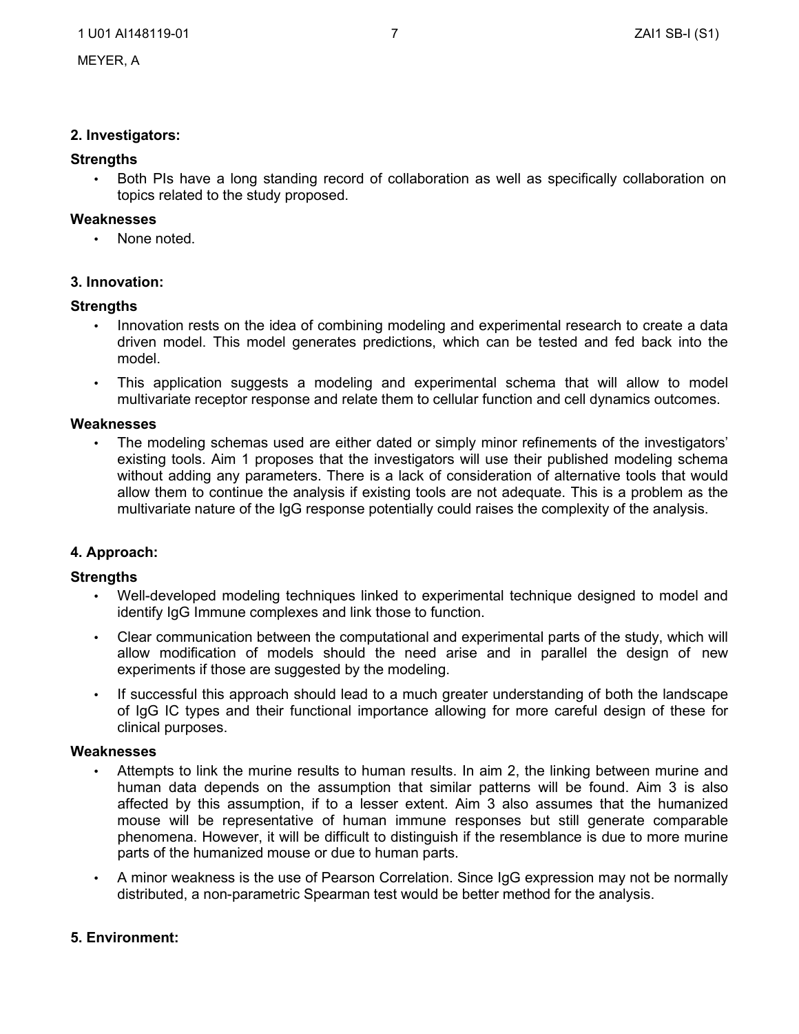**2. Investigators:**

**Strengths**

- Both PIs have a long standing record of collaboration as well as specifically collaboration on topics related to the study proposed.

**Weaknesses**

- None noted.

**3. Innovation:**

**Strengths**

- Innovation rests on the idea of combining modeling and experimental research to create a data driven model. This model generates predictions, which can be tested and fed back into the model.
- This application suggests a modeling and experimental schema that will allow to model multivariate receptor response and relate them to cellular function and cell dynamics outcomes.

**Weaknesses**

- The modeling schemas used are either dated or simply minor refinements of the investigators' existing tools. Aim 1 proposes that the investigators will use their published modeling schema without adding any parameters. There is a lack of consideration of alternative tools that would allow them to continue the analysis if existing tools are not adequate. This is a problem as the multivariate nature of the IgG response potentially could raises the complexity of the analysis.

**4. Approach:**

**Strengths**

- Well-developed modeling techniques linked to experimental technique designed to model and identify IgG Immune complexes and link those to function.
- Clear communication between the computational and experimental parts of the study, which will allow modification of models should the need arise and in parallel the design of new experiments if those are suggested by the modeling.
- If successful this approach should lead to a much greater understanding of both the landscape of IgG IC types and their functional importance allowing for more careful design of these for clinical purposes.

**Weaknesses**

- Attempts to link the murine results to human results. In aim 2, the linking between murine and human data depends on the assumption that similar patterns will be found. Aim 3 is also affected by this assumption, if to a lesser extent. Aim 3 also assumes that the humanized mouse will be representative of human immune responses but still generate comparable phenomena. However, it will be difficult to distinguish if the resemblance is due to more murine parts of the humanized mouse or due to human parts.
- A minor weakness is the use of Pearson Correlation. Since IgG expression may not be normally distributed, a non-parametric Spearman test would be better method for the analysis.

**5. Environment:**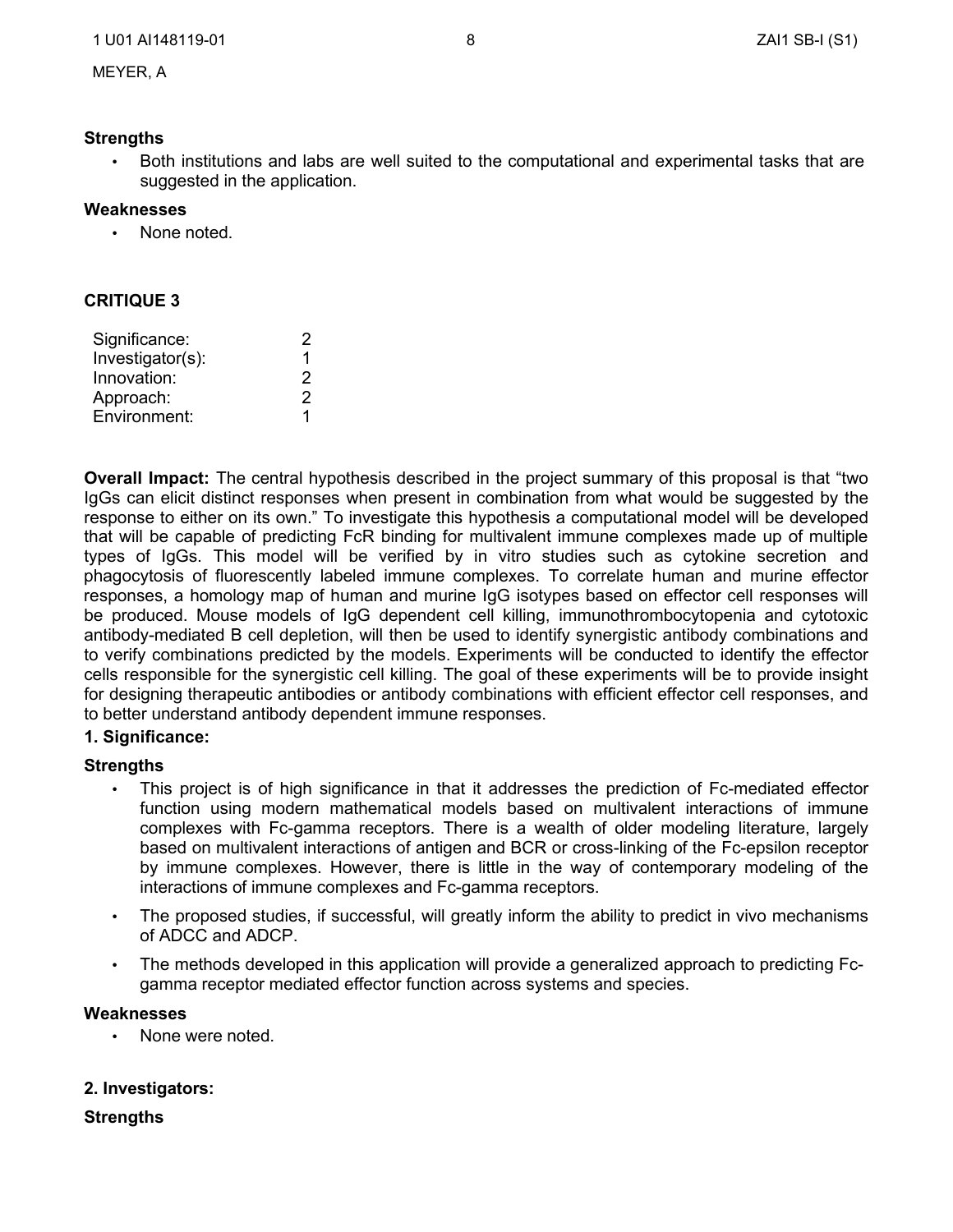**Strengths**

- Both institutions and labs are well suited to the computational and experimental tasks that are suggested in the application.

**Weaknesses**

- None noted.

## CRITIQUE 3

| | |
|---|---|
| Significance: | 2 |
| Investigator(s): | 1 |
| Innovation: | 2 |
| Approach: | 2 |
| Environment: | 1 |

**Overall Impact:** The central hypothesis described in the project summary of this proposal is that "two IgGs can elicit distinct responses when present in combination from what would be suggested by the response to either on its own." To investigate this hypothesis a computational model will be developed that will be capable of predicting FcR binding for multivalent immune complexes made up of multiple types of IgGs. This model will be verified by in vitro studies such as cytokine secretion and phagocytosis of fluorescently labeled immune complexes. To correlate human and murine effector responses, a homology map of human and murine IgG isotypes based on effector cell responses will be produced. Mouse models of IgG dependent cell killing, immunothrombocytopenia and cytotoxic antibody-mediated B cell depletion, will then be used to identify synergistic antibody combinations and to verify combinations predicted by the models. Experiments will be conducted to identify the effector cells responsible for the synergistic cell killing. The goal of these experiments will be to provide insight for designing therapeutic antibodies or antibody combinations with efficient effector cell responses, and to better understand antibody dependent immune responses.

**1. Significance:**

**Strengths**

- This project is of high significance in that it addresses the prediction of Fc-mediated effector function using modern mathematical models based on multivalent interactions of immune complexes with Fc-gamma receptors. There is a wealth of older modeling literature, largely based on multivalent interactions of antigen and BCR or cross-linking of the Fc-epsilon receptor by immune complexes. However, there is little in the way of contemporary modeling of the interactions of immune complexes and Fc-gamma receptors.
- The proposed studies, if successful, will greatly inform the ability to predict in vivo mechanisms of ADCC and ADCP.
- The methods developed in this application will provide a generalized approach to predicting Fc-gamma receptor mediated effector function across systems and species.

**Weaknesses**

- None were noted.

**2. Investigators:**

**Strengths**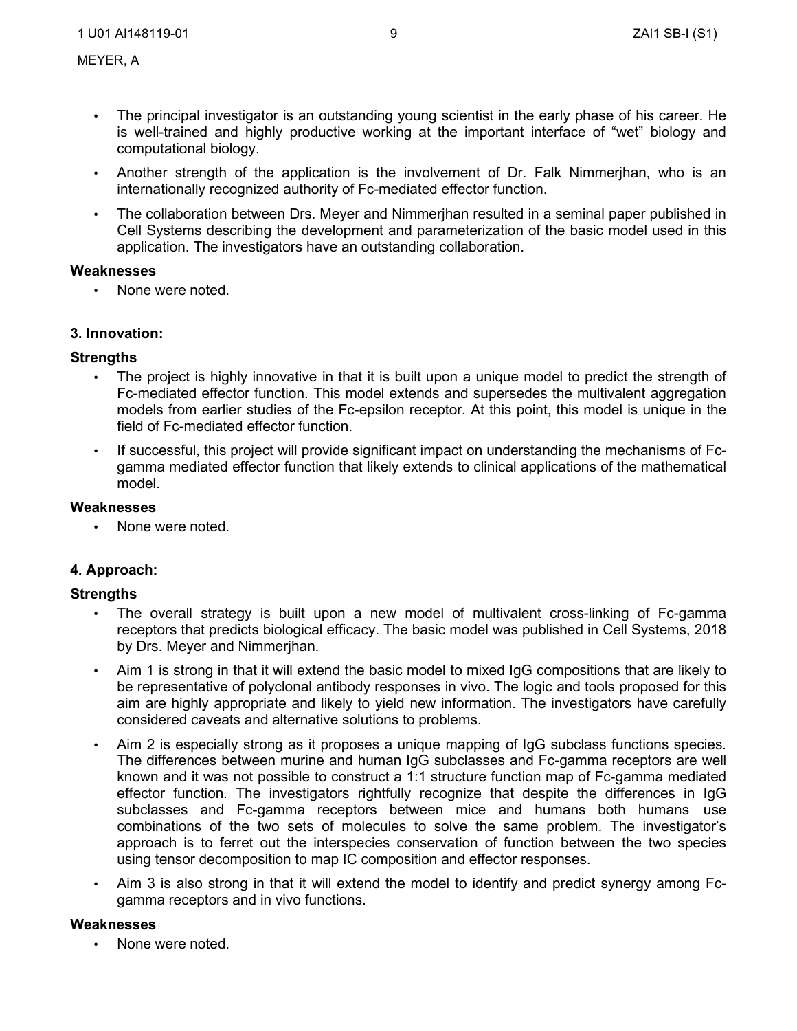- The principal investigator is an outstanding young scientist in the early phase of his career. He is well-trained and highly productive working at the important interface of "wet" biology and computational biology.
- Another strength of the application is the involvement of Dr. Falk Nimmerjhan, who is an internationally recognized authority of Fc-mediated effector function.
- The collaboration between Drs. Meyer and Nimmerjhan resulted in a seminal paper published in Cell Systems describing the development and parameterization of the basic model used in this application. The investigators have an outstanding collaboration.

**Weaknesses**

- None were noted.

### 3. Innovation:

**Strengths**

- The project is highly innovative in that it is built upon a unique model to predict the strength of Fc-mediated effector function. This model extends and supersedes the multivalent aggregation models from earlier studies of the Fc-epsilon receptor. At this point, this model is unique in the field of Fc-mediated effector function.
- If successful, this project will provide significant impact on understanding the mechanisms of Fc-gamma mediated effector function that likely extends to clinical applications of the mathematical model.

**Weaknesses**

- None were noted.

### 4. Approach:

**Strengths**

- The overall strategy is built upon a new model of multivalent cross-linking of Fc-gamma receptors that predicts biological efficacy. The basic model was published in Cell Systems, 2018 by Drs. Meyer and Nimmerjhan.
- Aim 1 is strong in that it will extend the basic model to mixed IgG compositions that are likely to be representative of polyclonal antibody responses in vivo. The logic and tools proposed for this aim are highly appropriate and likely to yield new information. The investigators have carefully considered caveats and alternative solutions to problems.
- Aim 2 is especially strong as it proposes a unique mapping of IgG subclass functions species. The differences between murine and human IgG subclasses and Fc-gamma receptors are well known and it was not possible to construct a 1:1 structure function map of Fc-gamma mediated effector function. The investigators rightfully recognize that despite the differences in IgG subclasses and Fc-gamma receptors between mice and humans both humans use combinations of the two sets of molecules to solve the same problem. The investigator's approach is to ferret out the interspecies conservation of function between the two species using tensor decomposition to map IC composition and effector responses.
- Aim 3 is also strong in that it will extend the model to identify and predict synergy among Fc-gamma receptors and in vivo functions.

**Weaknesses**

- None were noted.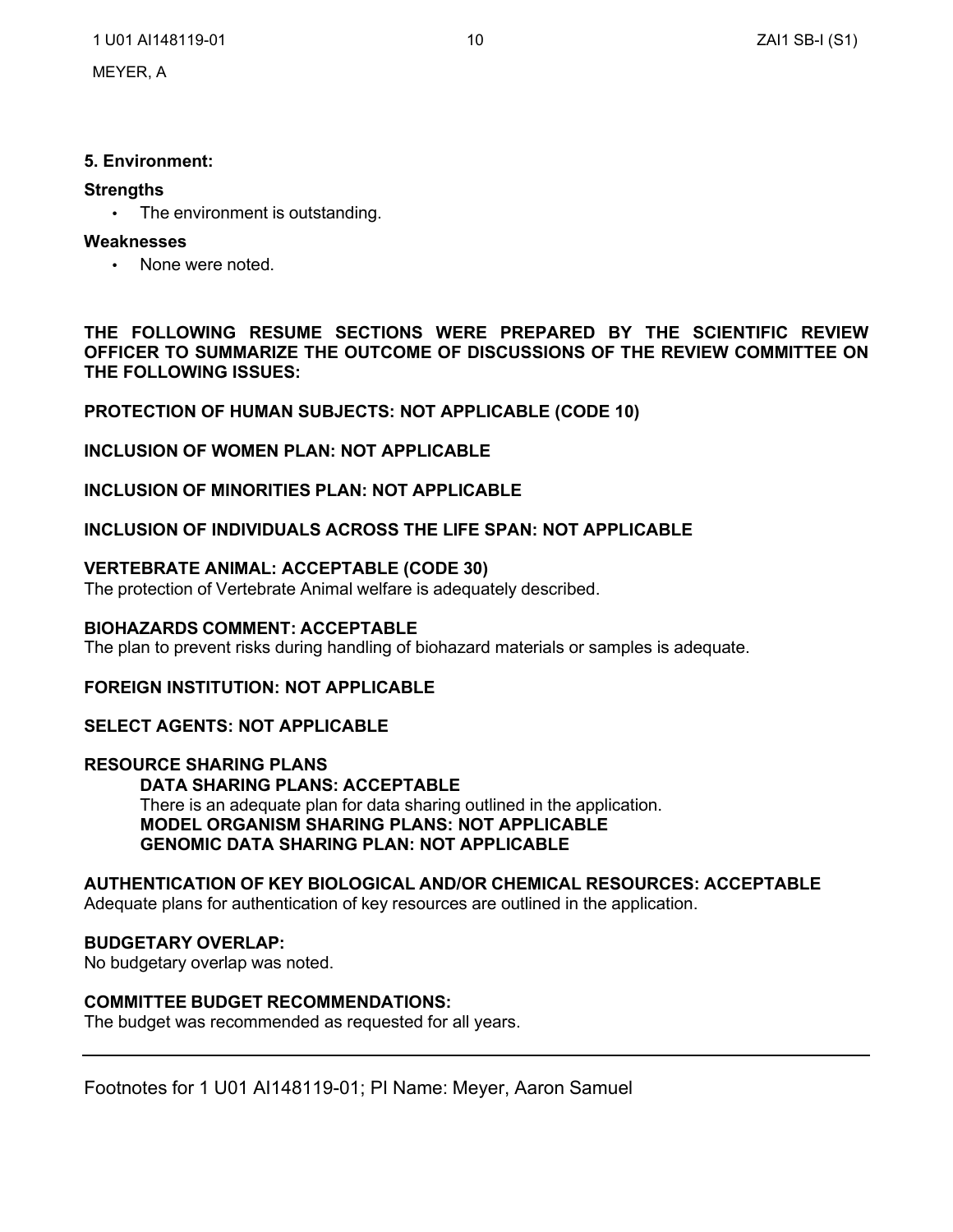## 5. Environment:

**Strengths**

- The environment is outstanding.

**Weaknesses**

- None were noted.

**THE FOLLOWING RESUME SECTIONS WERE PREPARED BY THE SCIENTIFIC REVIEW OFFICER TO SUMMARIZE THE OUTCOME OF DISCUSSIONS OF THE REVIEW COMMITTEE ON THE FOLLOWING ISSUES:**

**PROTECTION OF HUMAN SUBJECTS: NOT APPLICABLE (CODE 10)**

**INCLUSION OF WOMEN PLAN: NOT APPLICABLE**

**INCLUSION OF MINORITIES PLAN: NOT APPLICABLE**

**INCLUSION OF INDIVIDUALS ACROSS THE LIFE SPAN: NOT APPLICABLE**

**VERTEBRATE ANIMAL: ACCEPTABLE (CODE 30)**
The protection of Vertebrate Animal welfare is adequately described.

**BIOHAZARDS COMMENT: ACCEPTABLE**
The plan to prevent risks during handling of biohazard materials or samples is adequate.

**FOREIGN INSTITUTION: NOT APPLICABLE**

**SELECT AGENTS: NOT APPLICABLE**

**RESOURCE SHARING PLANS**

**DATA SHARING PLANS: ACCEPTABLE**
There is an adequate plan for data sharing outlined in the application.
**MODEL ORGANISM SHARING PLANS: NOT APPLICABLE**
**GENOMIC DATA SHARING PLAN: NOT APPLICABLE**

**AUTHENTICATION OF KEY BIOLOGICAL AND/OR CHEMICAL RESOURCES: ACCEPTABLE**
Adequate plans for authentication of key resources are outlined in the application.

**BUDGETARY OVERLAP:**
No budgetary overlap was noted.

**COMMITTEE BUDGET RECOMMENDATIONS:**
The budget was recommended as requested for all years.

---

Footnotes for 1 U01 AI148119-01; PI Name: Meyer, Aaron Samuel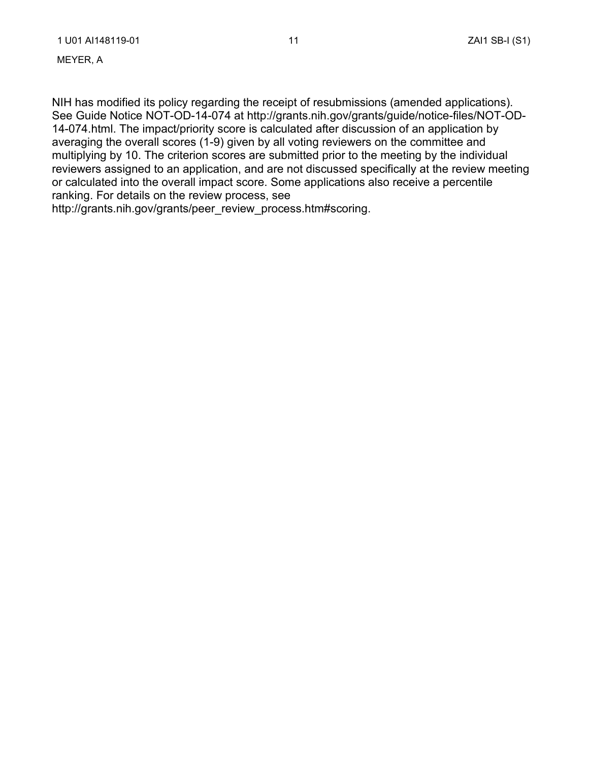NIH has modified its policy regarding the receipt of resubmissions (amended applications). See Guide Notice NOT-OD-14-074 at http://grants.nih.gov/grants/guide/notice-files/NOT-OD-14-074.html. The impact/priority score is calculated after discussion of an application by averaging the overall scores (1-9) given by all voting reviewers on the committee and multiplying by 10. The criterion scores are submitted prior to the meeting by the individual reviewers assigned to an application, and are not discussed specifically at the review meeting or calculated into the overall impact score. Some applications also receive a percentile ranking. For details on the review process, see http://grants.nih.gov/grants/peer_review_process.htm#scoring.